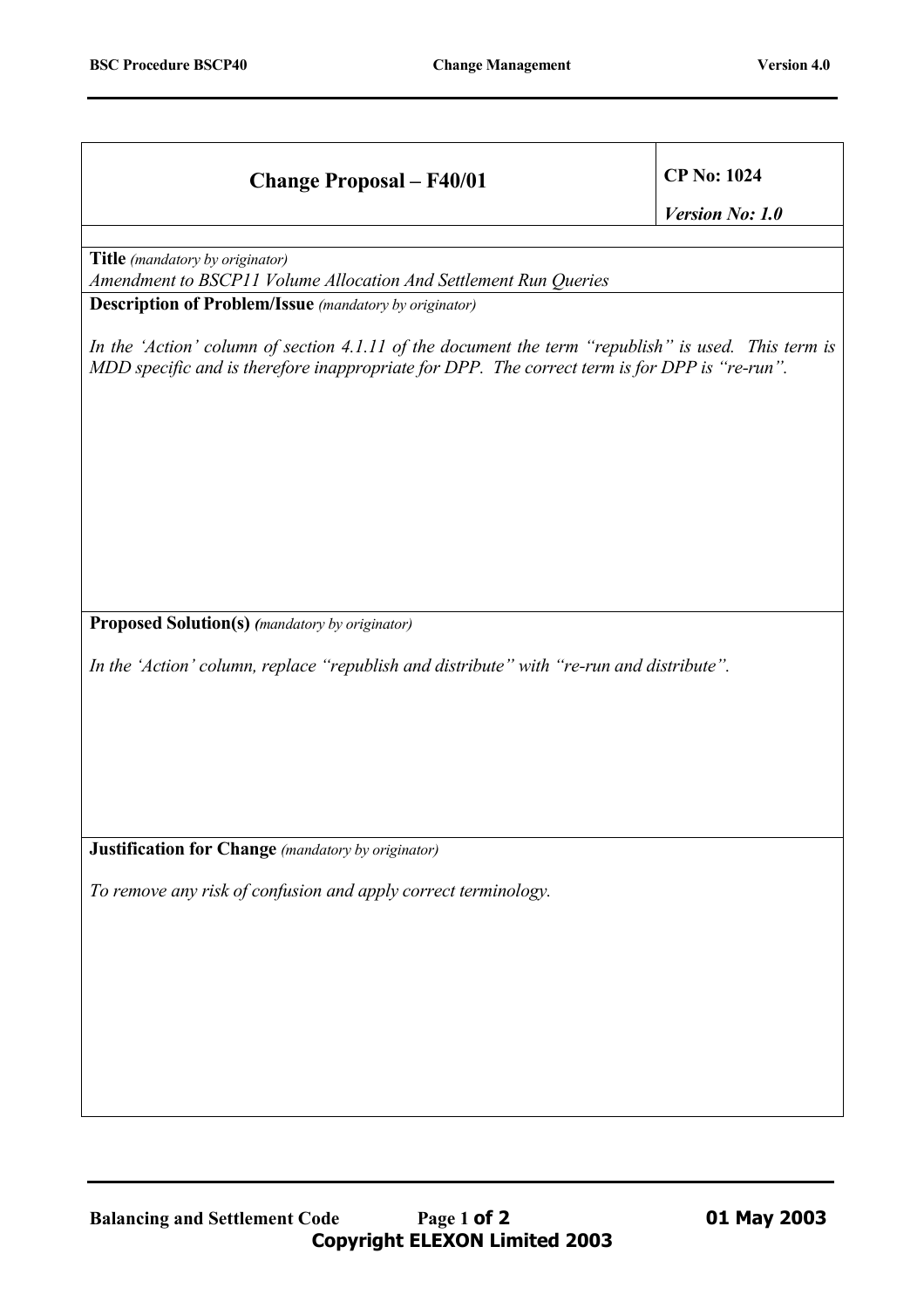## Change Proposal – F40/01

**CP No: 1024**

***Version No: 1.0***

**Title** *(mandatory by originator)*

*Amendment to BSCP11 Volume Allocation And Settlement Run Queries*

**Description of Problem/Issue** *(mandatory by originator)*

*In the 'Action' column of section 4.1.11 of the document the term "republish" is used. This term is MDD specific and is therefore inappropriate for DPP. The correct term is for DPP is "re-run".*

**Proposed Solution(s)** *(mandatory by originator)*

*In the 'Action' column, replace "republish and distribute" with "re-run and distribute".*

**Justification for Change** *(mandatory by originator)*

*To remove any risk of confusion and apply correct terminology.*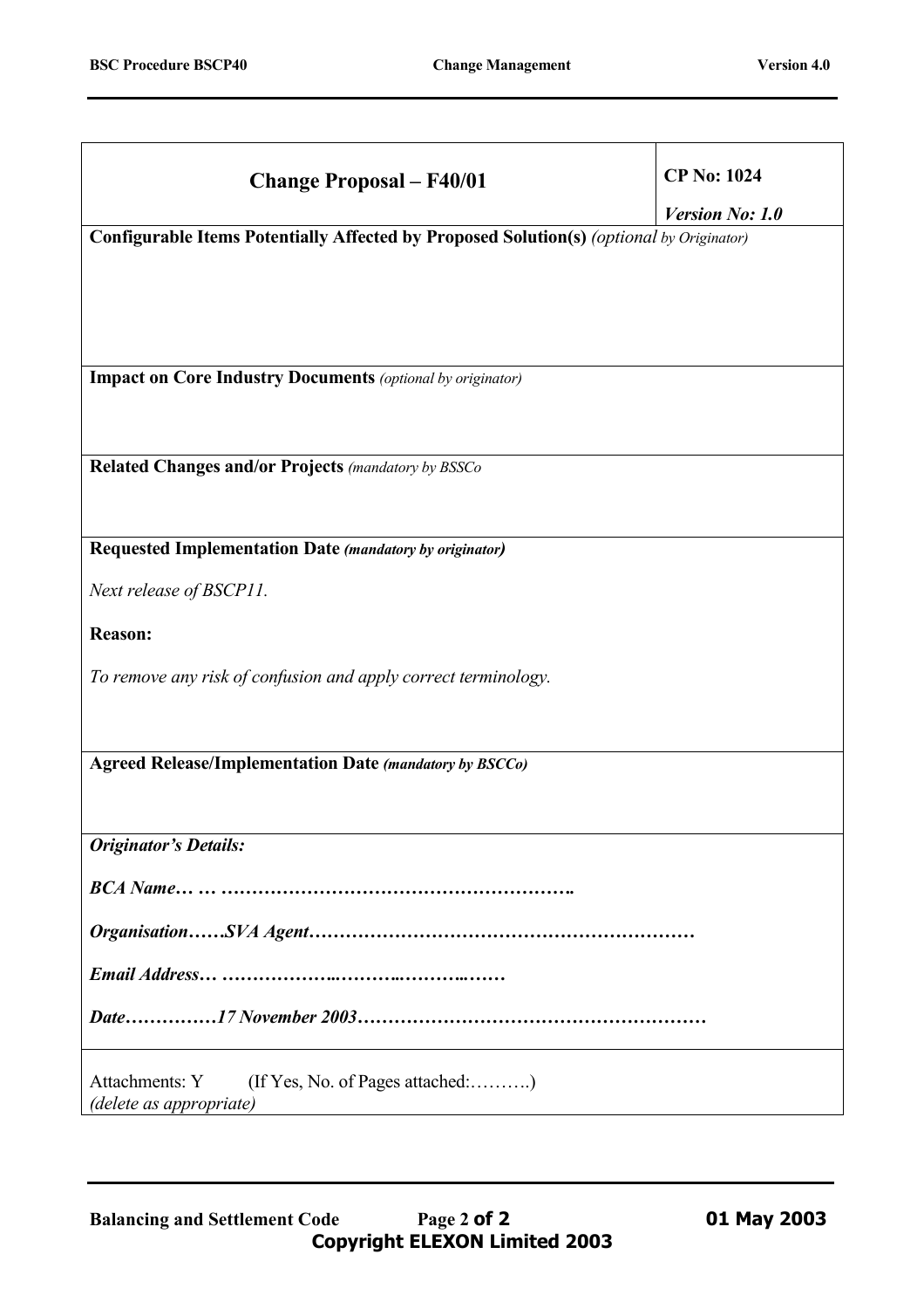| **Change Proposal – F40/01** | **CP No: 1024** *Version No: 1.0* |
|---|---|
| **Configurable Items Potentially Affected by Proposed Solution(s)** *(optional by Originator)* | |
| **Impact on Core Industry Documents** *(optional by originator)* | |
| **Related Changes and/or Projects** *(mandatory by BSSCo* | |
| **Requested Implementation Date** ***(mandatory by originator)*** *Next release of BSCP11.* **Reason:** *To remove any risk of confusion and apply correct terminology.* | |
| **Agreed Release/Implementation Date** ***(mandatory by BSCCo)*** | |
| ***Originator's Details:*** ***BCA Name… … ………………………………………………….*** ***Organisation……SVA Agent………………………………………………………*** ***Email Address… ………………..………..………..……*** ***Date……………17 November 2003…………………………………………………*** | |
| Attachments: Y (If Yes, No. of Pages attached:……….) *(delete as appropriate)* | |